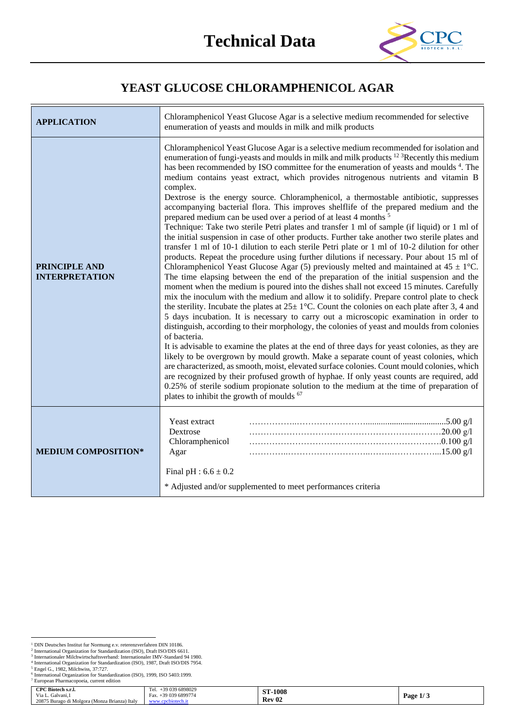# Technical Data

## YEAST GLUCOSE CHLORAMPHENICOL AGAR

| | |
|---|---|
| **APPLICATION** | Chloramphenicol Yeast Glucose Agar is a selective medium recommended for selective enumeration of yeasts and moulds in milk and milk products |
| **PRINCIPLE AND INTERPRETATION** | Chloramphenicol Yeast Glucose Agar is a selective medium recommended for isolation and enumeration of fungi-yeasts and moulds in milk and milk products [1 2 3]Recently this medium has been recommended by ISO committee for the enumeration of yeasts and moulds [4]. The medium contains yeast extract, which provides nitrogenous nutrients and vitamin B complex.<br>Dextrose is the energy source. Chloramphenicol, a thermostable antibiotic, suppresses accompanying bacterial flora. This improves shelflife of the prepared medium and the prepared medium can be used over a period of at least 4 months [5]<br>Technique: Take two sterile Petri plates and transfer 1 ml of sample (if liquid) or 1 ml of the initial suspension in case of other products. Further take another two sterile plates and transfer 1 ml of 10-1 dilution to each sterile Petri plate or 1 ml of 10-2 dilution for other products. Repeat the procedure using further dilutions if necessary. Pour about 15 ml of Chloramphenicol Yeast Glucose Agar (5) previously melted and maintained at 45 ± 1°C. The time elapsing between the end of the preparation of the initial suspension and the moment when the medium is poured into the dishes shall not exceed 15 minutes. Carefully mix the inoculum with the medium and allow it to solidify. Prepare control plate to check the sterility. Incubate the plates at 25± 1°C. Count the colonies on each plate after 3, 4 and 5 days incubation. It is necessary to carry out a microscopic examination in order to distinguish, according to their morphology, the colonies of yeast and moulds from colonies of bacteria.<br>It is advisable to examine the plates at the end of three days for yeast colonies, as they are likely to be overgrown by mould growth. Make a separate count of yeast colonies, which are characterized, as smooth, moist, elevated surface colonies. Count mould colonies, which are recognized by their profused growth of hyphae. If only yeast counts are required, add 0.25% of sterile sodium propionate solution to the medium at the time of preparation of plates to inhibit the growth of moulds [6 7] |
| **MEDIUM COMPOSITION*** | Yeast extract ..........5.00 g/l<br>Dextrose ..........20.00 g/l<br>Chloramphenicol ..........0.100 g/l<br>Agar ..........15.00 g/l<br><br>Final pH : 6.6 ± 0.2<br><br>* Adjusted and/or supplemented to meet performances criteria |

[1] DIN Deutsches Institut fur Normung e.v. reterenzverfahren DIN 10186.
[2] International Organization for Standardization (ISO), Draft ISO/DIS 6611.
[3] Internationaler Milchwirtschaftsverband: Internationaler IMV-Standard 94 1980.
[4] International Organization for Standardization (ISO), 1987, Draft ISO/DIS 7954.
[5] Engel G., 1982, Milchwiss, 37:727.
[6] International Organization for Standardization (ISO), 1999, ISO 5403:1999.
[7] European Pharmacopoeia, current edition

| | | | |
|---|---|---|---|
| **CPC Biotech s.r.l.**<br>Via L. Galvani,1<br>20875 Burago di Molgora (Monza Brianza) Italy | Tel. +39 039 6898029<br>Fax. +39 039 6899774<br>www.cpcbiotech.it | **ST-1008**<br>**Rev 02** | |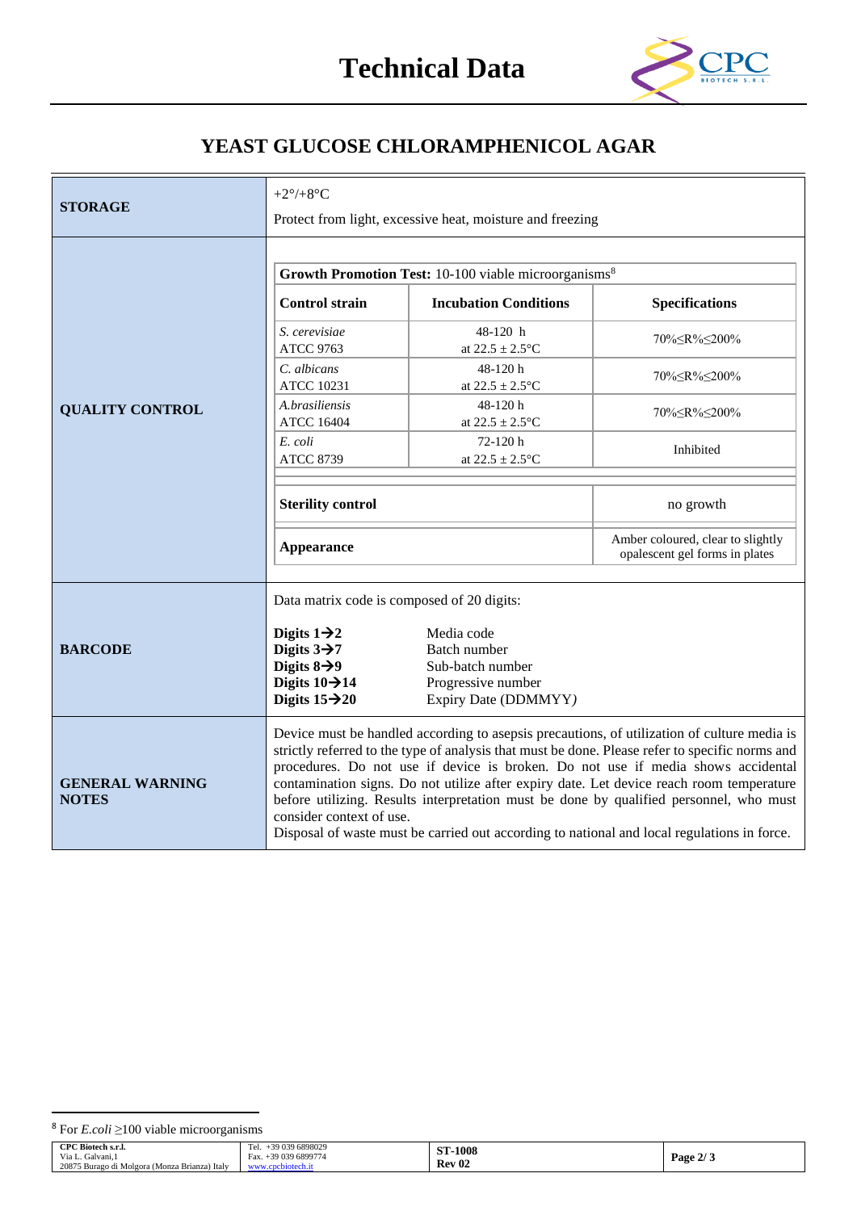# Technical Data

## YEAST GLUCOSE CHLORAMPHENICOL AGAR

**STORAGE**

+2°/+8°C

Protect from light, excessive heat, moisture and freezing

**QUALITY CONTROL**

**Growth Promotion Test:** 10-100 viable microorganisms[8]

| Control strain | Incubation Conditions | Specifications |
|---|---|---|
| *S. cerevisiae* ATCC 9763 | 48-120 h at 22.5 ± 2.5°C | 70%≤R%≤200% |
| *C. albicans* ATCC 10231 | 48-120 h at 22.5 ± 2.5°C | 70%≤R%≤200% |
| *A.brasiliensis* ATCC 16404 | 48-120 h at 22.5 ± 2.5°C | 70%≤R%≤200% |
| *E. coli* ATCC 8739 | 72-120 h at 22.5 ± 2.5°C | Inhibited |

| | |
|---|---|
| **Sterility control** | no growth |
| **Appearance** | Amber coloured, clear to slightly opalescent gel forms in plates |

**BARCODE**

Data matrix code is composed of 20 digits:

| | |
|---|---|
| **Digits 1→2** | Media code |
| **Digits 3→7** | Batch number |
| **Digits 8→9** | Sub-batch number |
| **Digits 10→14** | Progressive number |
| **Digits 15→20** | Expiry Date (DDMMYY) |

**GENERAL WARNING NOTES**

Device must be handled according to asepsis precautions, of utilization of culture media is strictly referred to the type of analysis that must be done. Please refer to specific norms and procedures. Do not use if device is broken. Do not use if media shows accidental contamination signs. Do not utilize after expiry date. Let device reach room temperature before utilizing. Results interpretation must be done by qualified personnel, who must consider context of use.

Disposal of waste must be carried out according to national and local regulations in force.

[8] For *E.coli* ≥100 viable microorganisms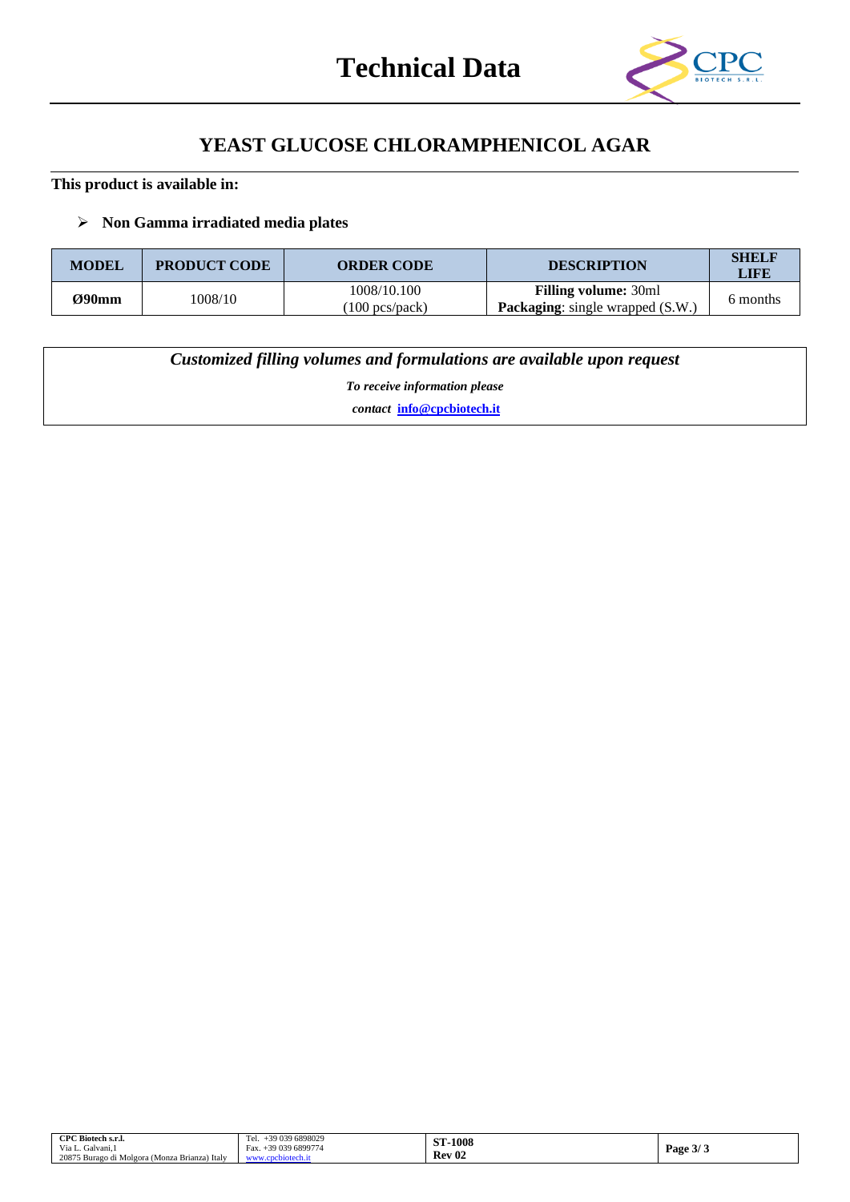# YEAST GLUCOSE CHLORAMPHENICOL AGAR

**This product is available in:**

- **Non Gamma irradiated media plates**

| MODEL | PRODUCT CODE | ORDER CODE | DESCRIPTION | SHELF LIFE |
|---|---|---|---|---|
| **Ø90mm** | 1008/10 | 1008/10.100 (100 pcs/pack) | **Filling volume:** 30ml **Packaging**: single wrapped (S.W.) | 6 months |

***Customized filling volumes and formulations are available upon request***

***To receive information please***

***contact info@cpcbiotech.it***